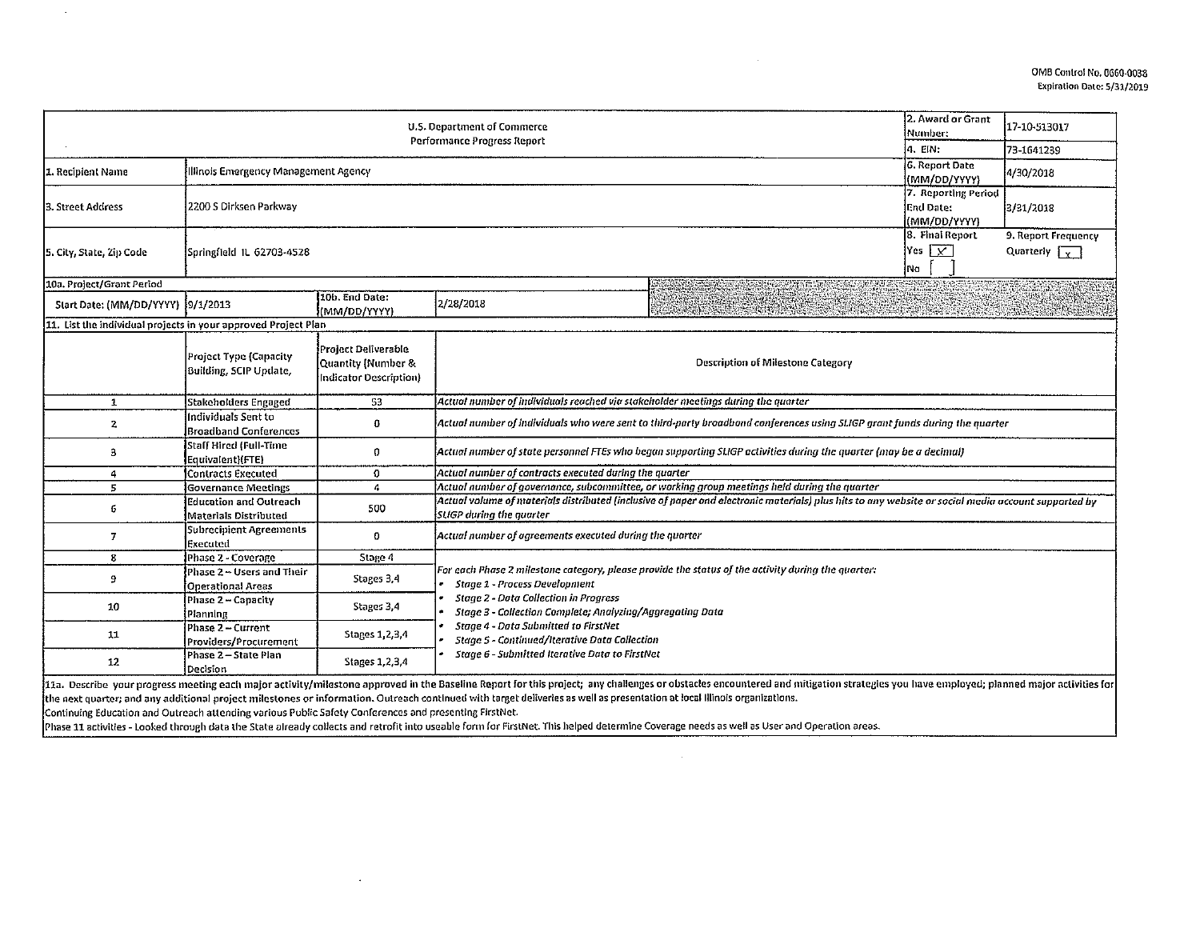OMB Control No. 0660-0038
Expiration Date: 5/31/2019

| U.S. Department of Commerce<br>Performance Progress Report | | | | 2. Award or Grant Number: | 17-10-513017 |
|---|---|---|---|---|---|
| | | | | 4. EIN: | 73-1641289 |
| 1. Recipient Name | Illinois Emergency Management Agency | | | 6. Report Date (MM/DD/YYYY) | 4/30/2018 |
| 3. Street Address | 2200 S Dirksen Parkway | | | 7. Reporting Period End Date: (MM/DD/YYYY) | 3/31/2018 |
| 5. City, State, Zip Code | Springfield IL 62703-4528 | | | 8. Final Report<br>Yes [X]<br>No [ ] | 9. Report Frequency<br>Quarterly [x] |
| 10a. Project/Grant Period | | | | | |
| Start Date: (MM/DD/YYYY) | 9/1/2013 | 10b. End Date: (MM/DD/YYYY) | 2/28/2018 | | |

11. List the individual projects in your approved Project Plan

| | Project Type (Capacity Building, SCIP Update, | Project Deliverable Quantity (Number & Indicator Description) | Description of Milestone Category |
|---|---|---|---|
| 1 | Stakeholders Engaged | 53 | *Actual number of individuals reached via stakeholder meetings during the quarter* |
| 2 | Individuals Sent to Broadband Conferences | 0 | *Actual number of individuals who were sent to third-party broadband conferences using SLIGP grant funds during the quarter* |
| 3 | Staff Hired (Full-Time Equivalent)(FTE) | 0 | *Actual number of state personnel FTEs who began supporting SLIGP activities during the quarter (may be a decimal)* |
| 4 | Contracts Executed | 0 | *Actual number of contracts executed during the quarter* |
| 5 | Governance Meetings | 4 | *Actual number of governance, subcommittee, or working group meetings held during the quarter* |
| 6 | Education and Outreach Materials Distributed | 500 | *Actual volume of materials distributed (inclusive of paper and electronic materials) plus hits to any website or social media account supported by SLIGP during the quarter* |
| 7 | Subrecipient Agreements Executed | 0 | *Actual number of agreements executed during the quarter* |
| 8 | Phase 2 - Coverage | Stage 4 | *For each Phase 2 milestone category, please provide the status of the activity during the quarter:*<br>• *Stage 1 - Process Development*<br>• *Stage 2 - Data Collection in Progress*<br>• *Stage 3 - Collection Complete; Analyzing/Aggregating Data*<br>• *Stage 4 - Data Submitted to FirstNet*<br>• *Stage 5 - Continued/Iterative Data Collection*<br>• *Stage 6 - Submitted Iterative Data to FirstNet* |
| 9 | Phase 2 – Users and Their Operational Areas | Stages 3,4 | |
| 10 | Phase 2 – Capacity Planning | Stages 3,4 | |
| 11 | Phase 2 – Current Providers/Procurement | Stages 1,2,3,4 | |
| 12 | Phase 2 – State Plan Decision | Stages 1,2,3,4 | |

11a. Describe your progress meeting each major activity/milestone approved in the Baseline Report for this project; any challenges or obstacles encountered and mitigation strategies you have employed; planned major activities for the next quarter; and any additional project milestones or information. Outreach continued with target deliveries as well as presentation at local Illinois organizations.
Continuing Education and Outreach attending various Public Safety Conferences and presenting FirstNet.
Phase 11 activities - Looked through data the State already collects and retrofit into useable form for FirstNet. This helped determine Coverage needs as well as User and Operation areas.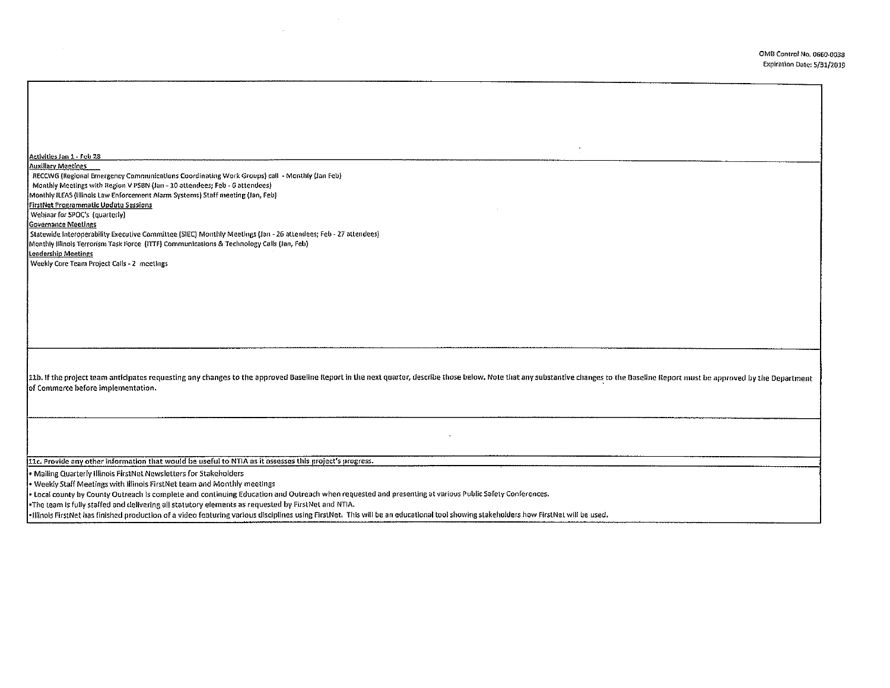Activities Jan 1 - Feb 28

**Auxillary Meetings**

RECCWG (Regional Emergency Communications Coordinating Work Groups) call - Monthly (Jan Feb)

Monthly Meetings with Region V PSBN (Jan - 10 attendees; Feb - 6 attendees)

Monthly ILEAS (Illinois Law Enforcement Alarm Systems) Staff meeting (Jan, Feb)

**FirstNet Programmatic Update Sessions**

Webinar for SPOC's (quarterly)

**Governance Meetings**

Statewide Interoperability Executive Committee (SIEC) Monthly Meetings (Jan - 26 attendees; Feb - 27 attendees)

Monthly Illinois Terrorism Task Force (ITTF) Communications & Technology Calls (Jan, Feb)

**Leadership Meetings**

Weekly Core Team Project Calls - 2 meetings

11b. If the project team anticipates requesting any changes to the approved Baseline Report in the next quarter, describe those below. Note that any substantive changes to the Baseline Report must be approved by the Department of Commerce before implementation.

11c. Provide any other information that would be useful to NTIA as it assesses this project's progress.

- Mailing Quarterly Illinois FirstNet Newsletters for Stakeholders
- Weekly Staff Meetings with Illinois FirstNet team and Monthly meetings
- Local county by County Outreach is complete and continuing Education and Outreach when requested and presenting at various Public Safety Conferences.
- The team is fully staffed and delivering all statutory elements as requested by FirstNet and NTIA.
- Illinois FirstNet has finished production of a video featuring various disciplines using FirstNet. This will be an educational tool showing stakeholders how FirstNet will be used.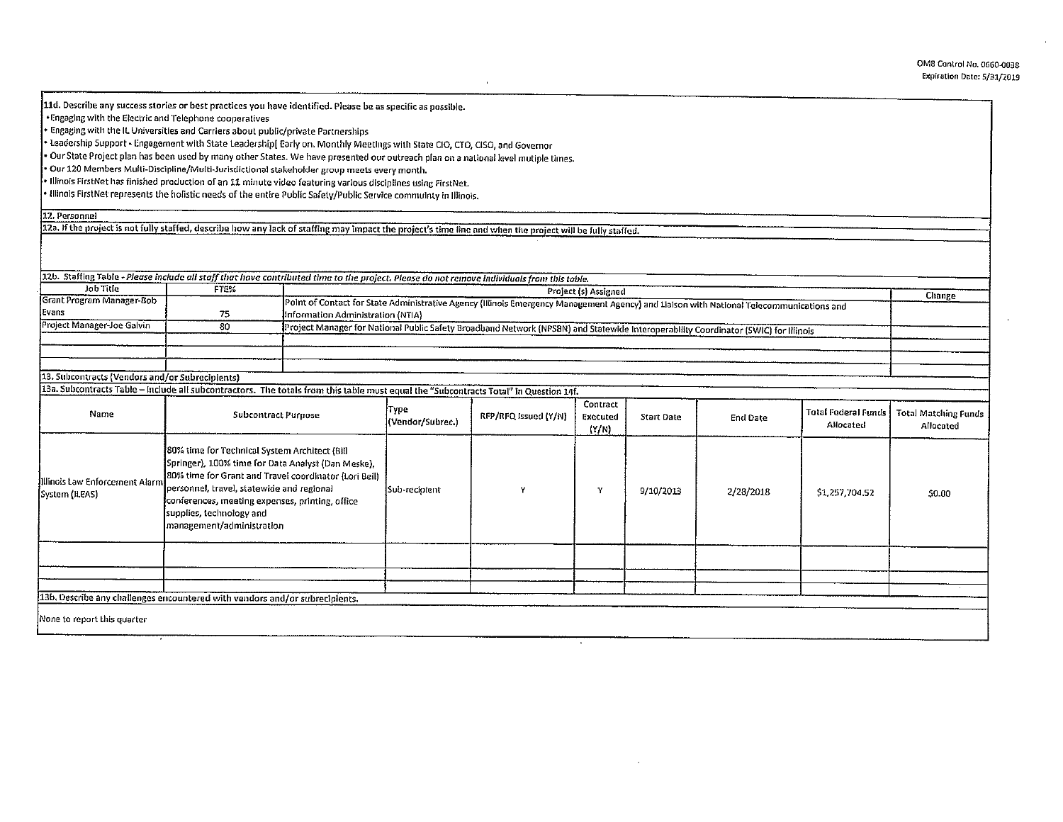11d. Describe any success stories or best practices you have identified. Please be as specific as possible.

- Engaging with the Electric and Telephone cooperatives
- Engaging with the IL Universities and Carriers about public/private Partnerships
- Leadership Support - Engagement with State Leadership[ Early on. Monthly Meetings with State CIO, CTO, CISO, and Governor
- Our State Project plan has been used by many other States. We have presented our outreach plan on a national level mutiple times.
- Our 120 Members Multi-Discipline/Multi-Jurisdictional stakeholder group meets every month.
- Illinois FirstNet has finished production of an 11 minute video featuring various disciplines using FirstNet.
- Illinois FirstNet represents the holistic needs of the entire Public Safety/Public Service community in Illinois.

12. Personnel

12a. If the project is not fully staffed, describe how any lack of staffing may impact the project's time line and when the project will be fully staffed.

12b. Staffing Table - *Please include all staff that have contributed time to the project. Please do not remove individuals from this table.*

| Job Title | FTE% | Project (s) Assigned | Change |
|---|---|---|---|
| Grant Program Manager-Bob Evans | 75 | Point of Contact for State Administrative Agency (Illinois Emergency Management Agency) and Liaison with National Telecommunications and Information Administration (NTIA) | |
| Project Manager-Joe Galvin | 80 | Project Manager for National Public Safety Broadband Network (NPSBN) and Statewide Interoperability Coordinator (SWIC) for Illinois | |
| | | | |
| | | | |

13. Subcontracts (Vendors and/or Subrecipients)

13a. Subcontracts Table – Include all subcontractors. The totals from this table must equal the "Subcontracts Total" in Question 14f.

| Name | Subcontract Purpose | Type (Vendor/Subrec.) | RFP/RFQ Issued (Y/N) | Contract Executed (Y/N) | Start Date | End Date | Total Federal Funds Allocated | Total Matching Funds Allocated |
|---|---|---|---|---|---|---|---|---|
| Illinois Law Enforcement Alarm System (ILEAS) | 80% time for Technical System Architect (Bill Springer), 100% time for Data Analyst (Dan Meske), 80% time for Grant and Travel coordinator (Lori Beil) personnel, travel, statewide and regional conferences, meeting expenses, printing, office supplies, technology and management/administration | Sub-recipient | Y | Y | 9/10/2013 | 2/28/2018 | $1,257,704.52 | $0.00 |
| | | | | | | | | |
| | | | | | | | | |

13b. Describe any challenges encountered with vendors and/or subrecipients.

None to report this quarter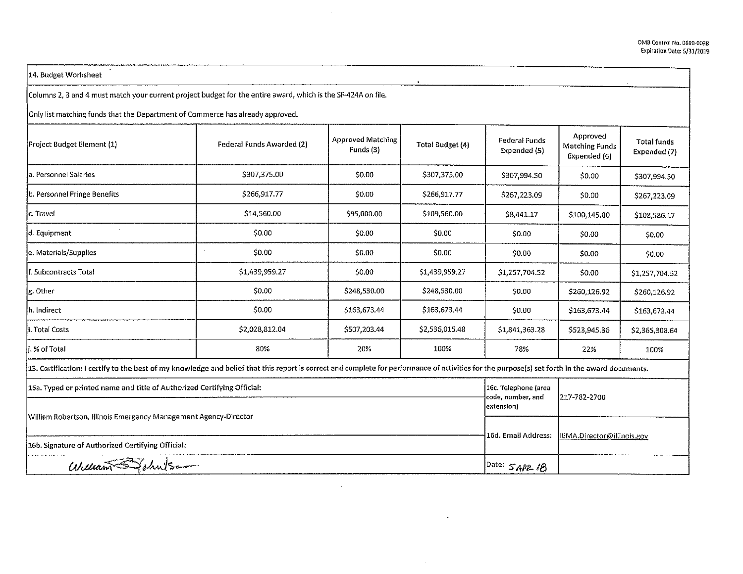OMB Control No. 0660-0038
Expiration Date: 5/31/2019

## 14. Budget Worksheet

Columns 2, 3 and 4 must match your current project budget for the entire award, which is the SF-424A on file.

Only list matching funds that the Department of Commerce has already approved.

| Project Budget Element (1) | Federal Funds Awarded (2) | Approved Matching Funds (3) | Total Budget (4) | Federal Funds Expended (5) | Approved Matching Funds Expended (6) | Total funds Expended (7) |
|---|---|---|---|---|---|---|
| a. Personnel Salaries | $307,375.00 | $0.00 | $307,375.00 | $307,994.50 | $0.00 | $307,994.50 |
| b. Personnel Fringe Benefits | $266,917.77 | $0.00 | $266,917.77 | $267,223.09 | $0.00 | $267,223.09 |
| c. Travel | $14,560.00 | $95,000.00 | $109,560.00 | $8,441.17 | $100,145.00 | $108,586.17 |
| d. Equipment | $0.00 | $0.00 | $0.00 | $0.00 | $0.00 | $0.00 |
| e. Materials/Supplies | $0.00 | $0.00 | $0.00 | $0.00 | $0.00 | $0.00 |
| f. Subcontracts Total | $1,439,959.27 | $0.00 | $1,439,959.27 | $1,257,704.52 | $0.00 | $1,257,704.52 |
| g. Other | $0.00 | $248,530.00 | $248,530.00 | $0.00 | $260,126.92 | $260,126.92 |
| h. Indirect | $0.00 | $163,673.44 | $163,673.44 | $0.00 | $163,673.44 | $163,673.44 |
| i. Total Costs | $2,028,812.04 | $507,203.44 | $2,536,015.48 | $1,841,363.28 | $523,945.36 | $2,365,308.64 |
| j. % of Total | 80% | 20% | 100% | 78% | 22% | 100% |

15. Certification: I certify to the best of my knowledge and belief that this report is correct and complete for performance of activities for the purpose(s) set forth in the award documents.

| | | |
|---|---|---|
| 16a. Typed or printed name and title of Authorized Certifying Official: | 16c. Telephone (area code, number, and extension) | 217-782-2700 |
| William Robertson, Illinois Emergency Management Agency-Director | 16d. Email Address: | IEMA.Director@illinois.gov |
| 16b. Signature of Authorized Certifying Official: | | |
| William S. Johnson | Date: 5 APR 18 | |